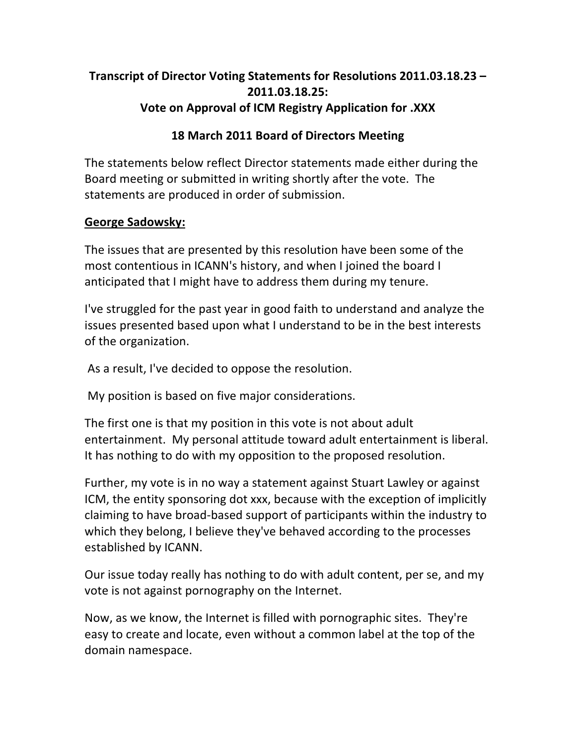# Transcript of Director Voting Statements for Resolutions 2011.03.18.23 – 2011.03.18.25:
# Vote on Approval of ICM Registry Application for .XXX

## 18 March 2011 Board of Directors Meeting

The statements below reflect Director statements made either during the Board meeting or submitted in writing shortly after the vote. The statements are produced in order of submission.

**George Sadowsky:**

The issues that are presented by this resolution have been some of the most contentious in ICANN's history, and when I joined the board I anticipated that I might have to address them during my tenure.

I've struggled for the past year in good faith to understand and analyze the issues presented based upon what I understand to be in the best interests of the organization.

As a result, I've decided to oppose the resolution.

My position is based on five major considerations.

The first one is that my position in this vote is not about adult entertainment. My personal attitude toward adult entertainment is liberal. It has nothing to do with my opposition to the proposed resolution.

Further, my vote is in no way a statement against Stuart Lawley or against ICM, the entity sponsoring dot xxx, because with the exception of implicitly claiming to have broad-based support of participants within the industry to which they belong, I believe they've behaved according to the processes established by ICANN.

Our issue today really has nothing to do with adult content, per se, and my vote is not against pornography on the Internet.

Now, as we know, the Internet is filled with pornographic sites. They're easy to create and locate, even without a common label at the top of the domain namespace.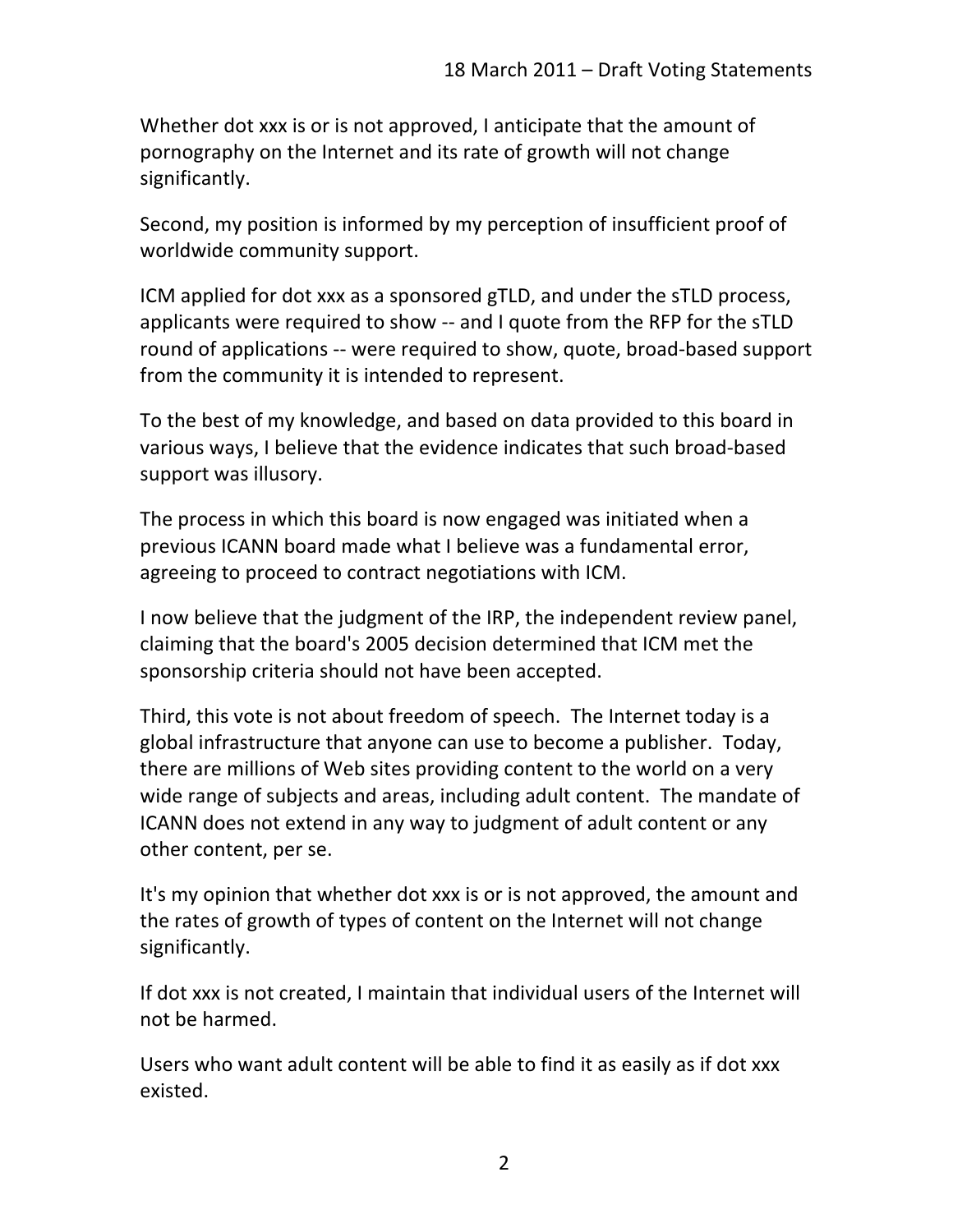Whether dot xxx is or is not approved, I anticipate that the amount of pornography on the Internet and its rate of growth will not change significantly.

Second, my position is informed by my perception of insufficient proof of worldwide community support.

ICM applied for dot xxx as a sponsored gTLD, and under the sTLD process, applicants were required to show -- and I quote from the RFP for the sTLD round of applications -- were required to show, quote, broad-based support from the community it is intended to represent.

To the best of my knowledge, and based on data provided to this board in various ways, I believe that the evidence indicates that such broad-based support was illusory.

The process in which this board is now engaged was initiated when a previous ICANN board made what I believe was a fundamental error, agreeing to proceed to contract negotiations with ICM.

I now believe that the judgment of the IRP, the independent review panel, claiming that the board's 2005 decision determined that ICM met the sponsorship criteria should not have been accepted.

Third, this vote is not about freedom of speech. The Internet today is a global infrastructure that anyone can use to become a publisher. Today, there are millions of Web sites providing content to the world on a very wide range of subjects and areas, including adult content. The mandate of ICANN does not extend in any way to judgment of adult content or any other content, per se.

It's my opinion that whether dot xxx is or is not approved, the amount and the rates of growth of types of content on the Internet will not change significantly.

If dot xxx is not created, I maintain that individual users of the Internet will not be harmed.

Users who want adult content will be able to find it as easily as if dot xxx existed.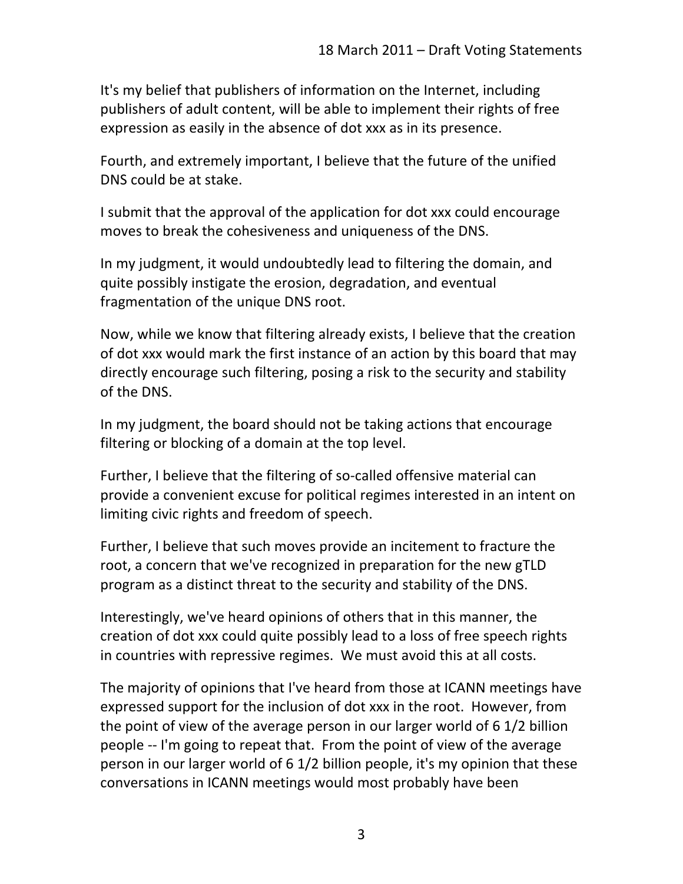It's my belief that publishers of information on the Internet, including publishers of adult content, will be able to implement their rights of free expression as easily in the absence of dot xxx as in its presence.

Fourth, and extremely important, I believe that the future of the unified DNS could be at stake.

I submit that the approval of the application for dot xxx could encourage moves to break the cohesiveness and uniqueness of the DNS.

In my judgment, it would undoubtedly lead to filtering the domain, and quite possibly instigate the erosion, degradation, and eventual fragmentation of the unique DNS root.

Now, while we know that filtering already exists, I believe that the creation of dot xxx would mark the first instance of an action by this board that may directly encourage such filtering, posing a risk to the security and stability of the DNS.

In my judgment, the board should not be taking actions that encourage filtering or blocking of a domain at the top level.

Further, I believe that the filtering of so-called offensive material can provide a convenient excuse for political regimes interested in an intent on limiting civic rights and freedom of speech.

Further, I believe that such moves provide an incitement to fracture the root, a concern that we've recognized in preparation for the new gTLD program as a distinct threat to the security and stability of the DNS.

Interestingly, we've heard opinions of others that in this manner, the creation of dot xxx could quite possibly lead to a loss of free speech rights in countries with repressive regimes. We must avoid this at all costs.

The majority of opinions that I've heard from those at ICANN meetings have expressed support for the inclusion of dot xxx in the root. However, from the point of view of the average person in our larger world of 6 1/2 billion people -- I'm going to repeat that. From the point of view of the average person in our larger world of 6 1/2 billion people, it's my opinion that these conversations in ICANN meetings would most probably have been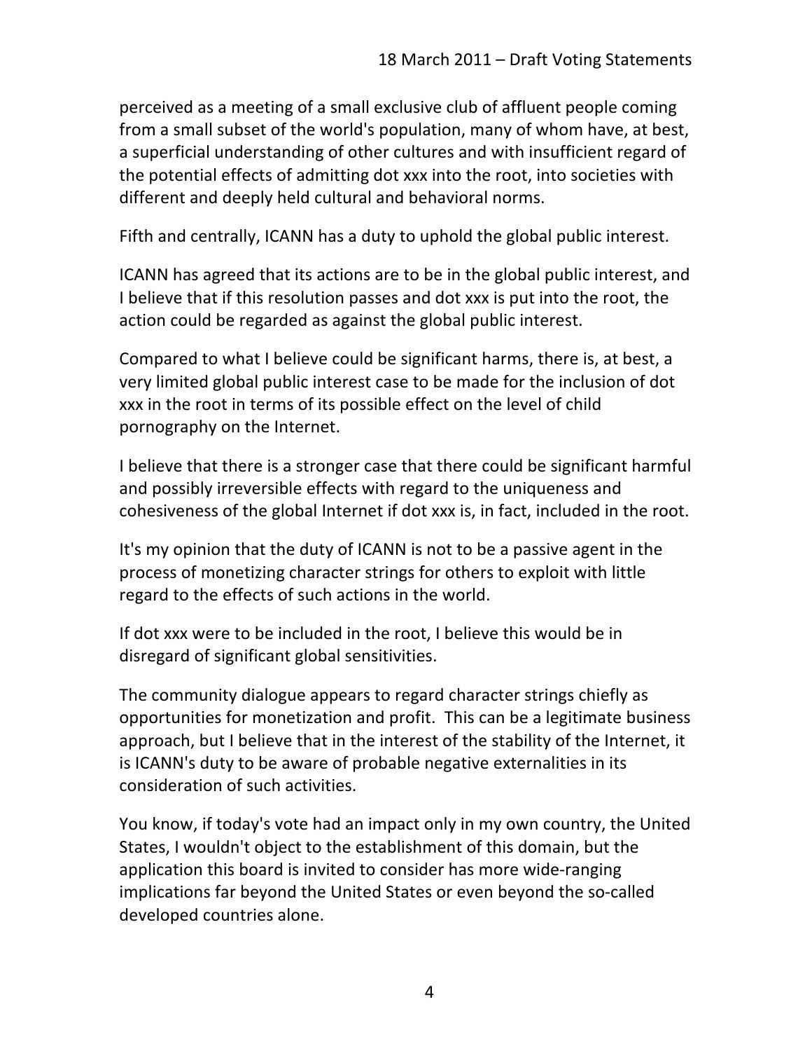perceived as a meeting of a small exclusive club of affluent people coming from a small subset of the world's population, many of whom have, at best, a superficial understanding of other cultures and with insufficient regard of the potential effects of admitting dot xxx into the root, into societies with different and deeply held cultural and behavioral norms.

Fifth and centrally, ICANN has a duty to uphold the global public interest.

ICANN has agreed that its actions are to be in the global public interest, and I believe that if this resolution passes and dot xxx is put into the root, the action could be regarded as against the global public interest.

Compared to what I believe could be significant harms, there is, at best, a very limited global public interest case to be made for the inclusion of dot xxx in the root in terms of its possible effect on the level of child pornography on the Internet.

I believe that there is a stronger case that there could be significant harmful and possibly irreversible effects with regard to the uniqueness and cohesiveness of the global Internet if dot xxx is, in fact, included in the root.

It's my opinion that the duty of ICANN is not to be a passive agent in the process of monetizing character strings for others to exploit with little regard to the effects of such actions in the world.

If dot xxx were to be included in the root, I believe this would be in disregard of significant global sensitivities.

The community dialogue appears to regard character strings chiefly as opportunities for monetization and profit. This can be a legitimate business approach, but I believe that in the interest of the stability of the Internet, it is ICANN's duty to be aware of probable negative externalities in its consideration of such activities.

You know, if today's vote had an impact only in my own country, the United States, I wouldn't object to the establishment of this domain, but the application this board is invited to consider has more wide-ranging implications far beyond the United States or even beyond the so-called developed countries alone.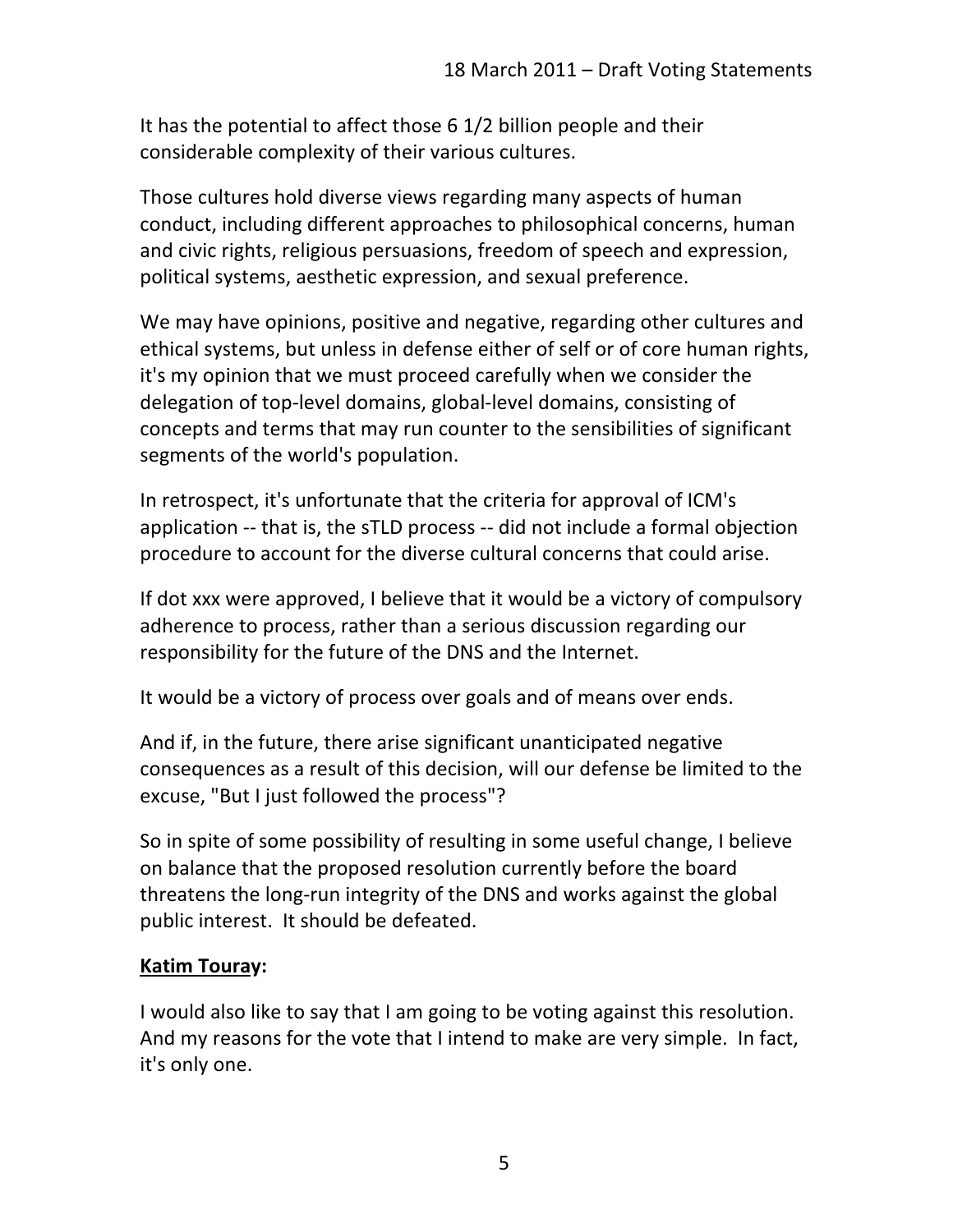It has the potential to affect those 6 1/2 billion people and their considerable complexity of their various cultures.

Those cultures hold diverse views regarding many aspects of human conduct, including different approaches to philosophical concerns, human and civic rights, religious persuasions, freedom of speech and expression, political systems, aesthetic expression, and sexual preference.

We may have opinions, positive and negative, regarding other cultures and ethical systems, but unless in defense either of self or of core human rights, it's my opinion that we must proceed carefully when we consider the delegation of top-level domains, global-level domains, consisting of concepts and terms that may run counter to the sensibilities of significant segments of the world's population.

In retrospect, it's unfortunate that the criteria for approval of ICM's application -- that is, the sTLD process -- did not include a formal objection procedure to account for the diverse cultural concerns that could arise.

If dot xxx were approved, I believe that it would be a victory of compulsory adherence to process, rather than a serious discussion regarding our responsibility for the future of the DNS and the Internet.

It would be a victory of process over goals and of means over ends.

And if, in the future, there arise significant unanticipated negative consequences as a result of this decision, will our defense be limited to the excuse, "But I just followed the process"?

So in spite of some possibility of resulting in some useful change, I believe on balance that the proposed resolution currently before the board threatens the long-run integrity of the DNS and works against the global public interest. It should be defeated.

**Katim Touray:**

I would also like to say that I am going to be voting against this resolution. And my reasons for the vote that I intend to make are very simple. In fact, it's only one.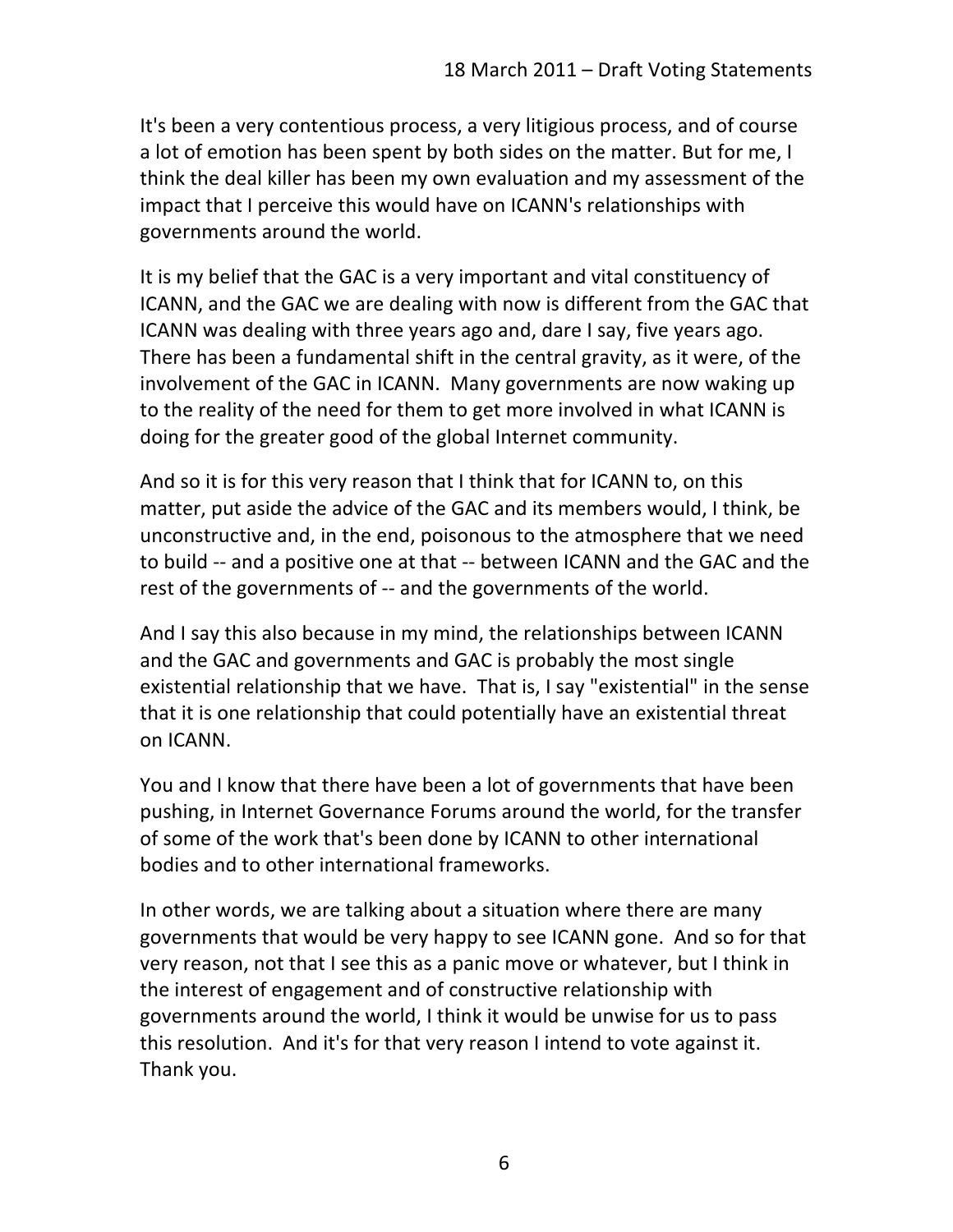It's been a very contentious process, a very litigious process, and of course a lot of emotion has been spent by both sides on the matter. But for me, I think the deal killer has been my own evaluation and my assessment of the impact that I perceive this would have on ICANN's relationships with governments around the world.

It is my belief that the GAC is a very important and vital constituency of ICANN, and the GAC we are dealing with now is different from the GAC that ICANN was dealing with three years ago and, dare I say, five years ago. There has been a fundamental shift in the central gravity, as it were, of the involvement of the GAC in ICANN. Many governments are now waking up to the reality of the need for them to get more involved in what ICANN is doing for the greater good of the global Internet community.

And so it is for this very reason that I think that for ICANN to, on this matter, put aside the advice of the GAC and its members would, I think, be unconstructive and, in the end, poisonous to the atmosphere that we need to build -- and a positive one at that -- between ICANN and the GAC and the rest of the governments of -- and the governments of the world.

And I say this also because in my mind, the relationships between ICANN and the GAC and governments and GAC is probably the most single existential relationship that we have. That is, I say "existential" in the sense that it is one relationship that could potentially have an existential threat on ICANN.

You and I know that there have been a lot of governments that have been pushing, in Internet Governance Forums around the world, for the transfer of some of the work that's been done by ICANN to other international bodies and to other international frameworks.

In other words, we are talking about a situation where there are many governments that would be very happy to see ICANN gone. And so for that very reason, not that I see this as a panic move or whatever, but I think in the interest of engagement and of constructive relationship with governments around the world, I think it would be unwise for us to pass this resolution. And it's for that very reason I intend to vote against it. Thank you.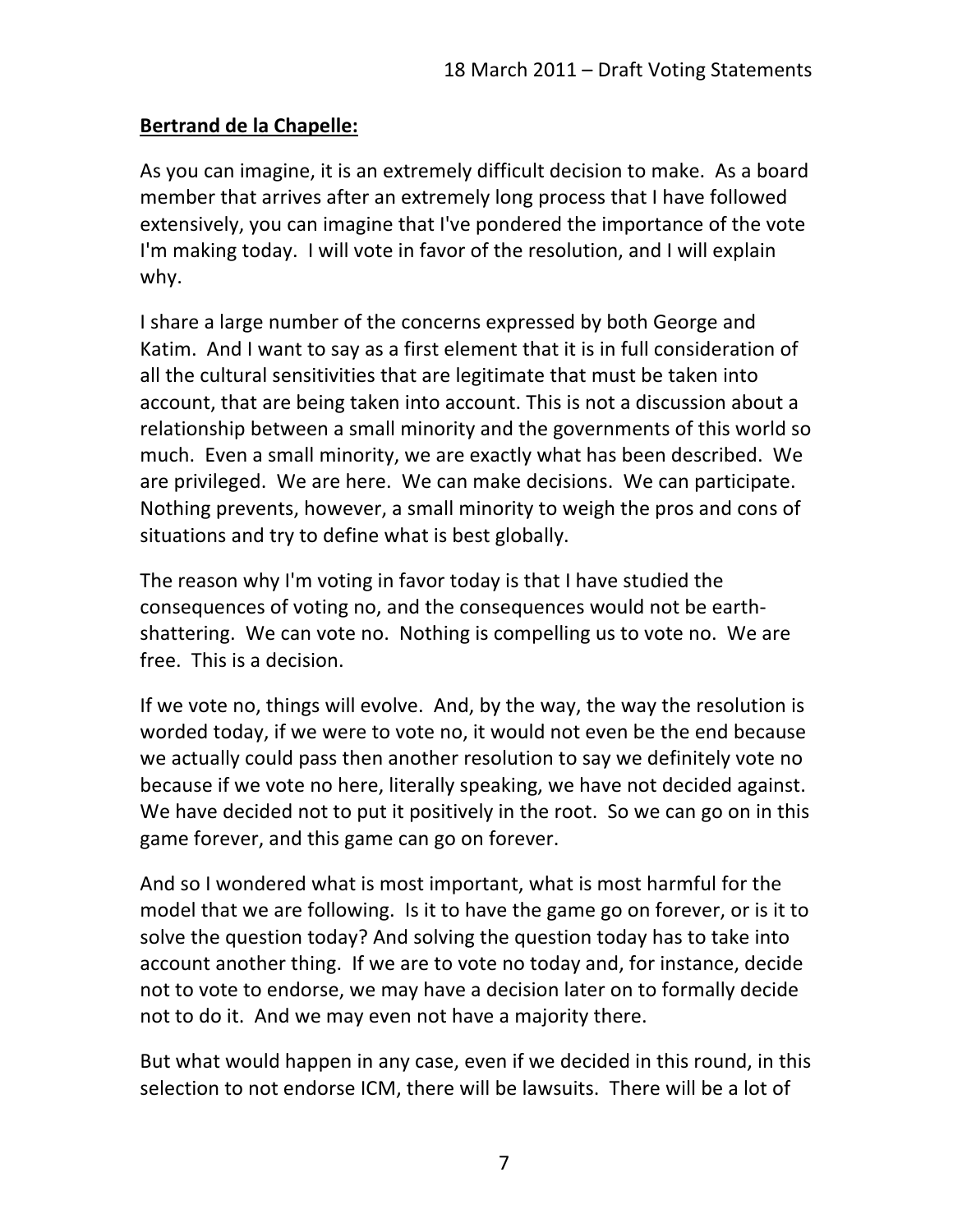**Bertrand de la Chapelle:**

As you can imagine, it is an extremely difficult decision to make. As a board member that arrives after an extremely long process that I have followed extensively, you can imagine that I've pondered the importance of the vote I'm making today. I will vote in favor of the resolution, and I will explain why.

I share a large number of the concerns expressed by both George and Katim. And I want to say as a first element that it is in full consideration of all the cultural sensitivities that are legitimate that must be taken into account, that are being taken into account. This is not a discussion about a relationship between a small minority and the governments of this world so much. Even a small minority, we are exactly what has been described. We are privileged. We are here. We can make decisions. We can participate. Nothing prevents, however, a small minority to weigh the pros and cons of situations and try to define what is best globally.

The reason why I'm voting in favor today is that I have studied the consequences of voting no, and the consequences would not be earth-shattering. We can vote no. Nothing is compelling us to vote no. We are free. This is a decision.

If we vote no, things will evolve. And, by the way, the way the resolution is worded today, if we were to vote no, it would not even be the end because we actually could pass then another resolution to say we definitely vote no because if we vote no here, literally speaking, we have not decided against. We have decided not to put it positively in the root. So we can go on in this game forever, and this game can go on forever.

And so I wondered what is most important, what is most harmful for the model that we are following. Is it to have the game go on forever, or is it to solve the question today? And solving the question today has to take into account another thing. If we are to vote no today and, for instance, decide not to vote to endorse, we may have a decision later on to formally decide not to do it. And we may even not have a majority there.

But what would happen in any case, even if we decided in this round, in this selection to not endorse ICM, there will be lawsuits. There will be a lot of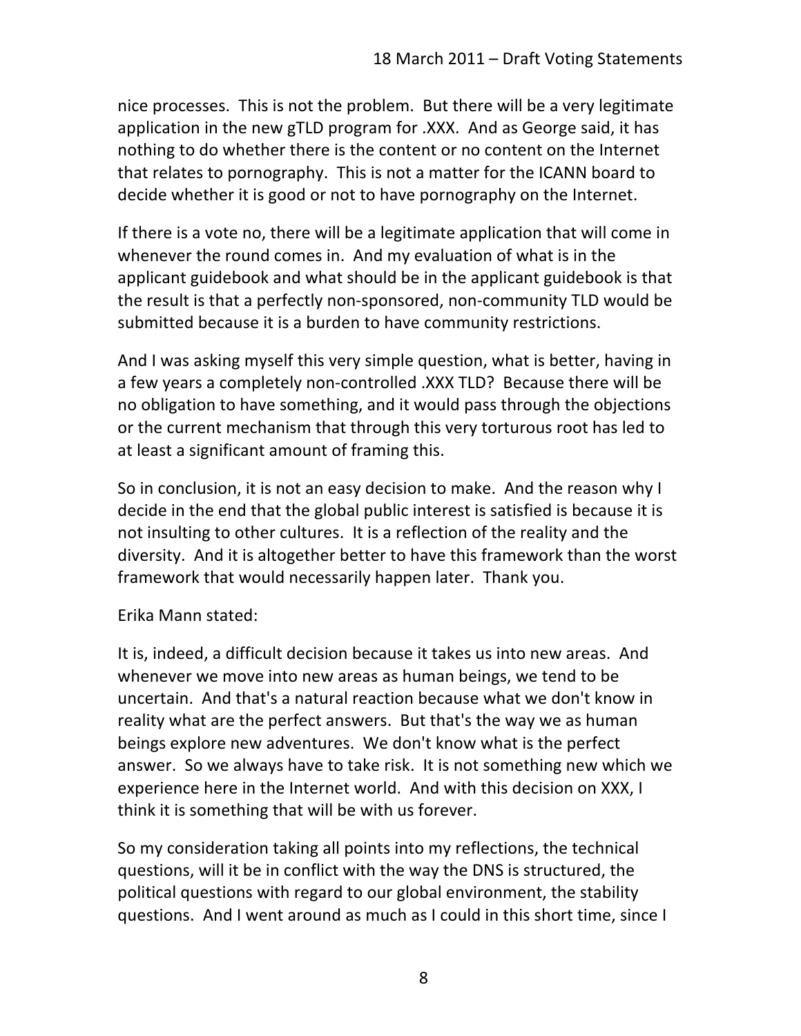nice processes. This is not the problem. But there will be a very legitimate application in the new gTLD program for .XXX. And as George said, it has nothing to do whether there is the content or no content on the Internet that relates to pornography. This is not a matter for the ICANN board to decide whether it is good or not to have pornography on the Internet.

If there is a vote no, there will be a legitimate application that will come in whenever the round comes in. And my evaluation of what is in the applicant guidebook and what should be in the applicant guidebook is that the result is that a perfectly non-sponsored, non-community TLD would be submitted because it is a burden to have community restrictions.

And I was asking myself this very simple question, what is better, having in a few years a completely non-controlled .XXX TLD? Because there will be no obligation to have something, and it would pass through the objections or the current mechanism that through this very torturous root has led to at least a significant amount of framing this.

So in conclusion, it is not an easy decision to make. And the reason why I decide in the end that the global public interest is satisfied is because it is not insulting to other cultures. It is a reflection of the reality and the diversity. And it is altogether better to have this framework than the worst framework that would necessarily happen later. Thank you.

Erika Mann stated:

It is, indeed, a difficult decision because it takes us into new areas. And whenever we move into new areas as human beings, we tend to be uncertain. And that's a natural reaction because what we don't know in reality what are the perfect answers. But that's the way we as human beings explore new adventures. We don't know what is the perfect answer. So we always have to take risk. It is not something new which we experience here in the Internet world. And with this decision on XXX, I think it is something that will be with us forever.

So my consideration taking all points into my reflections, the technical questions, will it be in conflict with the way the DNS is structured, the political questions with regard to our global environment, the stability questions. And I went around as much as I could in this short time, since I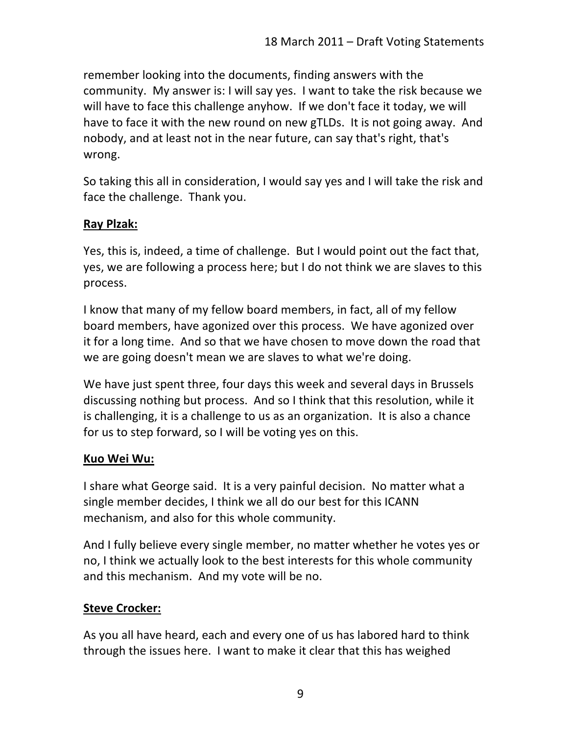remember looking into the documents, finding answers with the community. My answer is: I will say yes. I want to take the risk because we will have to face this challenge anyhow. If we don't face it today, we will have to face it with the new round on new gTLDs. It is not going away. And nobody, and at least not in the near future, can say that's right, that's wrong.

So taking this all in consideration, I would say yes and I will take the risk and face the challenge. Thank you.

**Ray Plzak:**

Yes, this is, indeed, a time of challenge. But I would point out the fact that, yes, we are following a process here; but I do not think we are slaves to this process.

I know that many of my fellow board members, in fact, all of my fellow board members, have agonized over this process. We have agonized over it for a long time. And so that we have chosen to move down the road that we are going doesn't mean we are slaves to what we're doing.

We have just spent three, four days this week and several days in Brussels discussing nothing but process. And so I think that this resolution, while it is challenging, it is a challenge to us as an organization. It is also a chance for us to step forward, so I will be voting yes on this.

**Kuo Wei Wu:**

I share what George said. It is a very painful decision. No matter what a single member decides, I think we all do our best for this ICANN mechanism, and also for this whole community.

And I fully believe every single member, no matter whether he votes yes or no, I think we actually look to the best interests for this whole community and this mechanism. And my vote will be no.

**Steve Crocker:**

As you all have heard, each and every one of us has labored hard to think through the issues here. I want to make it clear that this has weighed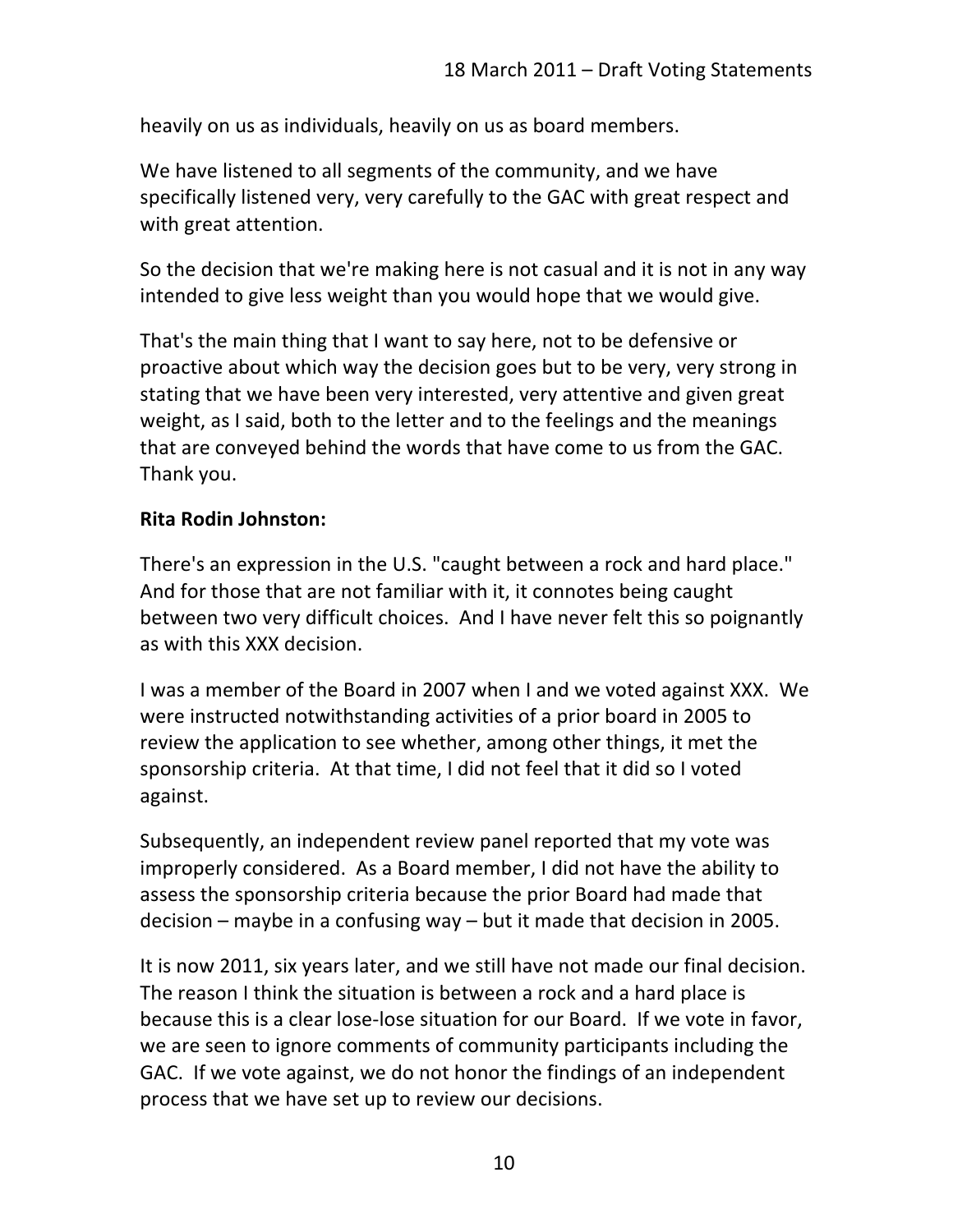heavily on us as individuals, heavily on us as board members.

We have listened to all segments of the community, and we have specifically listened very, very carefully to the GAC with great respect and with great attention.

So the decision that we're making here is not casual and it is not in any way intended to give less weight than you would hope that we would give.

That's the main thing that I want to say here, not to be defensive or proactive about which way the decision goes but to be very, very strong in stating that we have been very interested, very attentive and given great weight, as I said, both to the letter and to the feelings and the meanings that are conveyed behind the words that have come to us from the GAC. Thank you.

**Rita Rodin Johnston:**

There's an expression in the U.S. "caught between a rock and hard place." And for those that are not familiar with it, it connotes being caught between two very difficult choices. And I have never felt this so poignantly as with this XXX decision.

I was a member of the Board in 2007 when I and we voted against XXX. We were instructed notwithstanding activities of a prior board in 2005 to review the application to see whether, among other things, it met the sponsorship criteria. At that time, I did not feel that it did so I voted against.

Subsequently, an independent review panel reported that my vote was improperly considered. As a Board member, I did not have the ability to assess the sponsorship criteria because the prior Board had made that decision – maybe in a confusing way – but it made that decision in 2005.

It is now 2011, six years later, and we still have not made our final decision. The reason I think the situation is between a rock and a hard place is because this is a clear lose-lose situation for our Board. If we vote in favor, we are seen to ignore comments of community participants including the GAC. If we vote against, we do not honor the findings of an independent process that we have set up to review our decisions.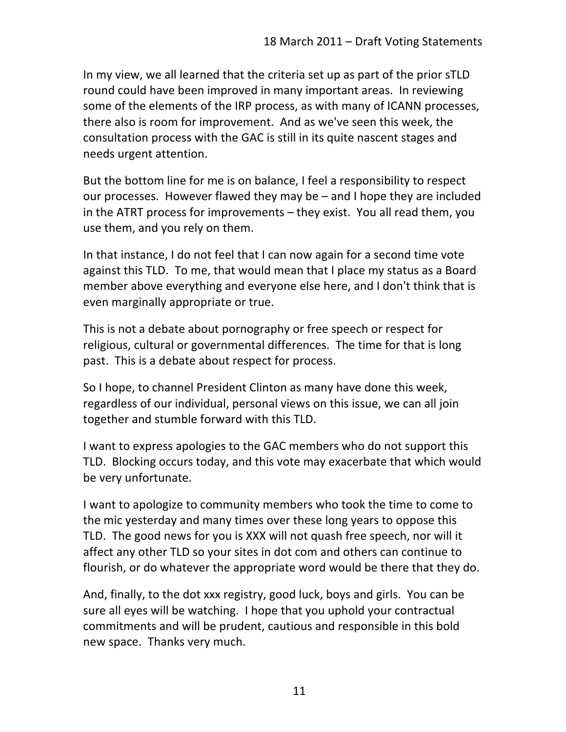In my view, we all learned that the criteria set up as part of the prior sTLD round could have been improved in many important areas. In reviewing some of the elements of the IRP process, as with many of ICANN processes, there also is room for improvement. And as we've seen this week, the consultation process with the GAC is still in its quite nascent stages and needs urgent attention.

But the bottom line for me is on balance, I feel a responsibility to respect our processes. However flawed they may be – and I hope they are included in the ATRT process for improvements – they exist. You all read them, you use them, and you rely on them.

In that instance, I do not feel that I can now again for a second time vote against this TLD. To me, that would mean that I place my status as a Board member above everything and everyone else here, and I don't think that is even marginally appropriate or true.

This is not a debate about pornography or free speech or respect for religious, cultural or governmental differences. The time for that is long past. This is a debate about respect for process.

So I hope, to channel President Clinton as many have done this week, regardless of our individual, personal views on this issue, we can all join together and stumble forward with this TLD.

I want to express apologies to the GAC members who do not support this TLD. Blocking occurs today, and this vote may exacerbate that which would be very unfortunate.

I want to apologize to community members who took the time to come to the mic yesterday and many times over these long years to oppose this TLD. The good news for you is XXX will not quash free speech, nor will it affect any other TLD so your sites in dot com and others can continue to flourish, or do whatever the appropriate word would be there that they do.

And, finally, to the dot xxx registry, good luck, boys and girls. You can be sure all eyes will be watching. I hope that you uphold your contractual commitments and will be prudent, cautious and responsible in this bold new space. Thanks very much.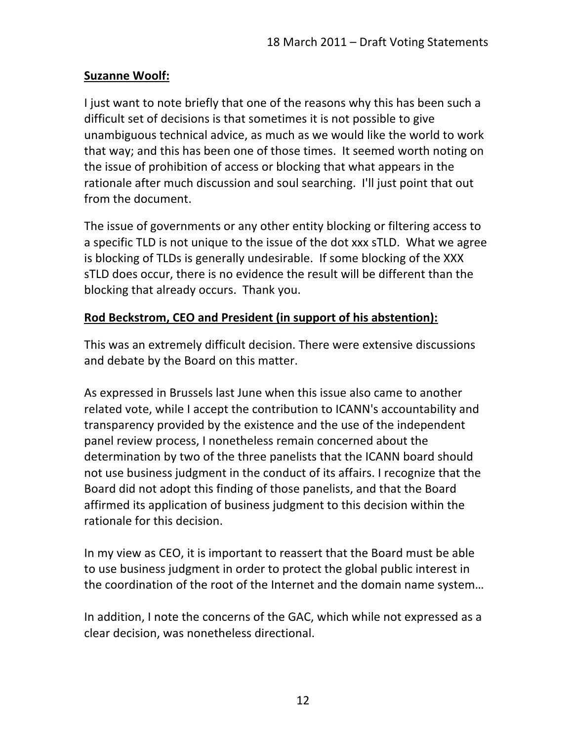**Suzanne Woolf:**

I just want to note briefly that one of the reasons why this has been such a difficult set of decisions is that sometimes it is not possible to give unambiguous technical advice, as much as we would like the world to work that way; and this has been one of those times. It seemed worth noting on the issue of prohibition of access or blocking that what appears in the rationale after much discussion and soul searching. I'll just point that out from the document.

The issue of governments or any other entity blocking or filtering access to a specific TLD is not unique to the issue of the dot xxx sTLD. What we agree is blocking of TLDs is generally undesirable. If some blocking of the XXX sTLD does occur, there is no evidence the result will be different than the blocking that already occurs. Thank you.

**Rod Beckstrom, CEO and President (in support of his abstention):**

This was an extremely difficult decision. There were extensive discussions and debate by the Board on this matter.

As expressed in Brussels last June when this issue also came to another related vote, while I accept the contribution to ICANN's accountability and transparency provided by the existence and the use of the independent panel review process, I nonetheless remain concerned about the determination by two of the three panelists that the ICANN board should not use business judgment in the conduct of its affairs. I recognize that the Board did not adopt this finding of those panelists, and that the Board affirmed its application of business judgment to this decision within the rationale for this decision.

In my view as CEO, it is important to reassert that the Board must be able to use business judgment in order to protect the global public interest in the coordination of the root of the Internet and the domain name system…

In addition, I note the concerns of the GAC, which while not expressed as a clear decision, was nonetheless directional.